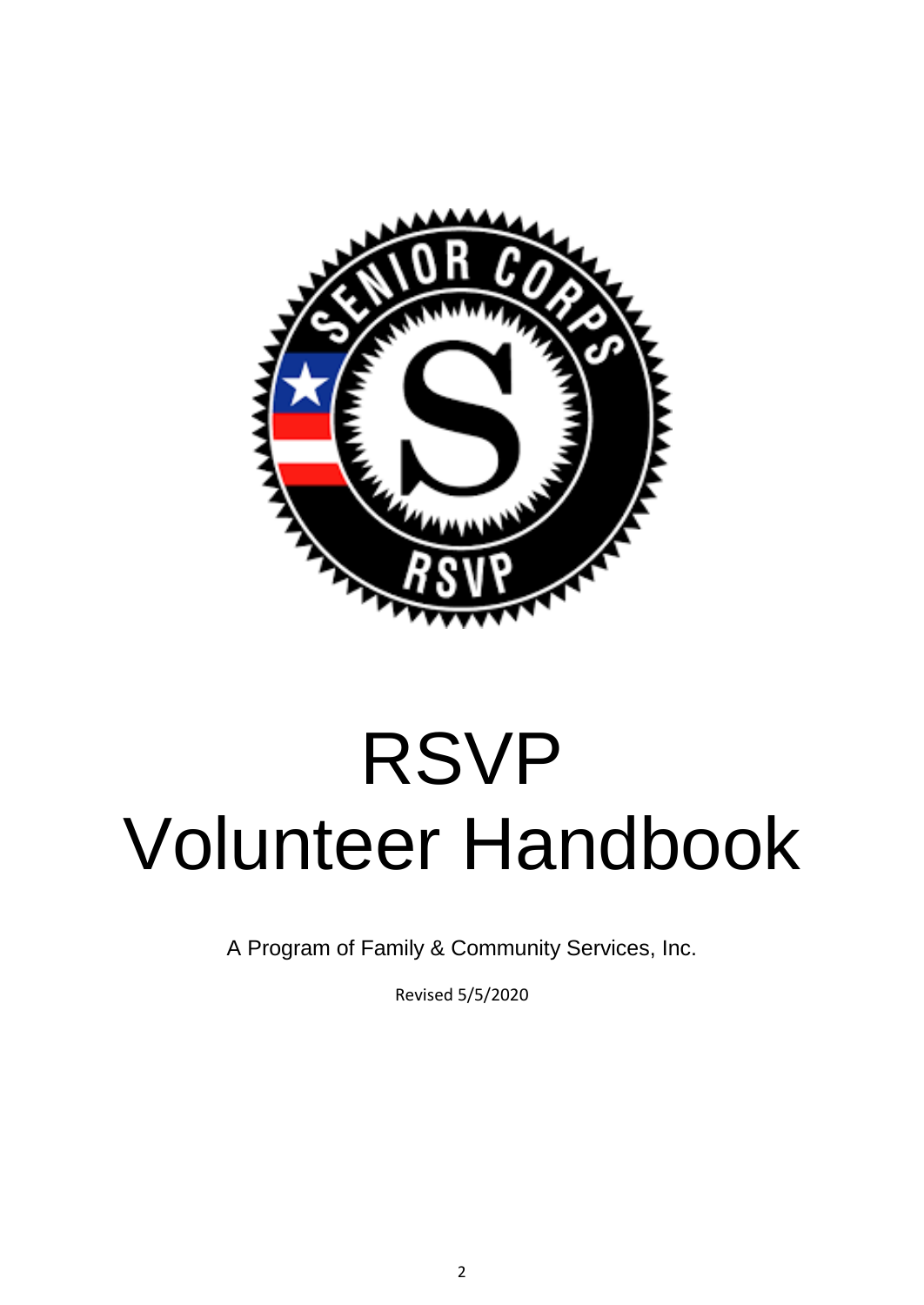# RSVP Volunteer Handbook

A Program of Family & Community Services, Inc.

Revised 5/5/2020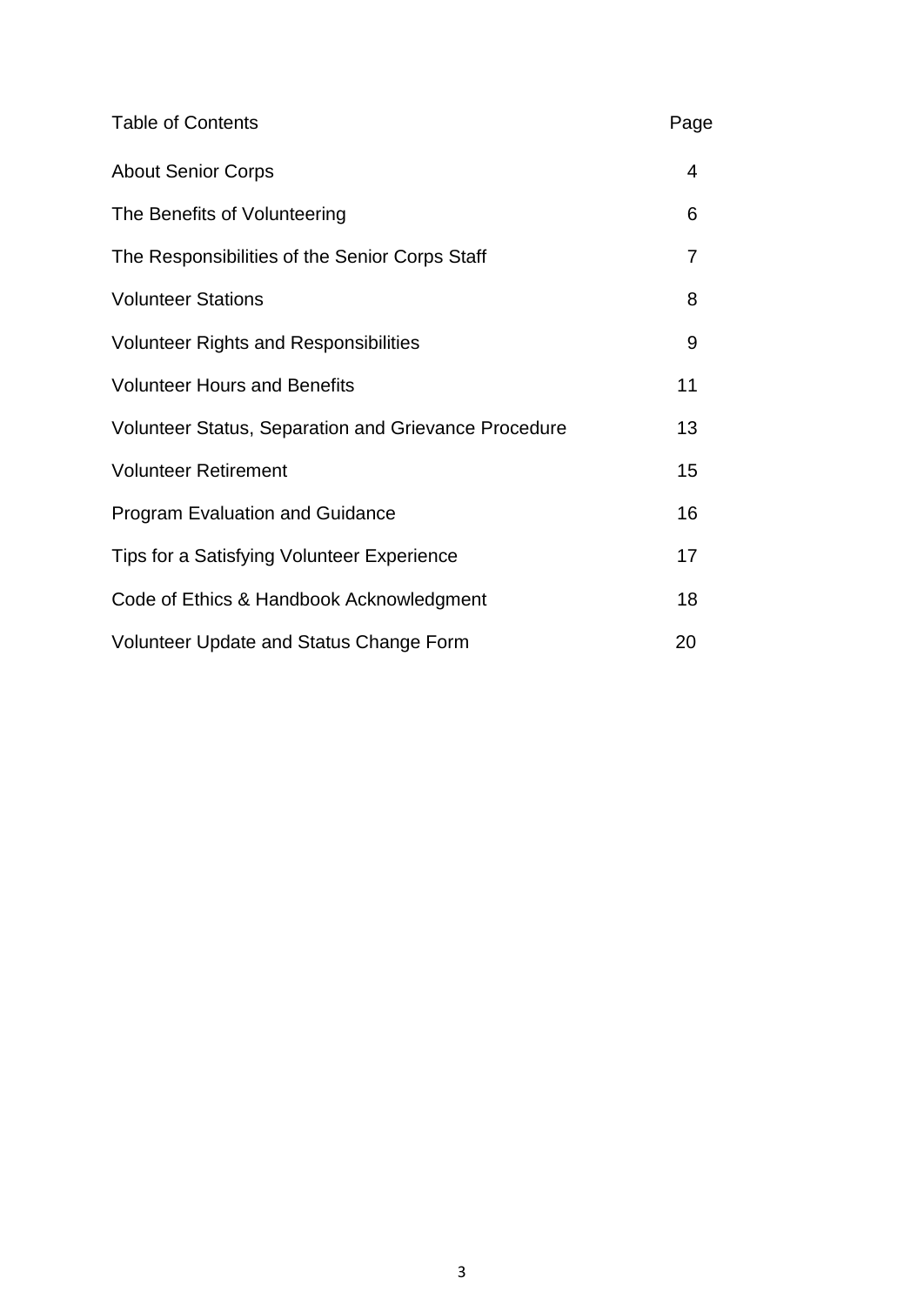| Table of Contents | Page |
|---|---|
| About Senior Corps | 4 |
| The Benefits of Volunteering | 6 |
| The Responsibilities of the Senior Corps Staff | 7 |
| Volunteer Stations | 8 |
| Volunteer Rights and Responsibilities | 9 |
| Volunteer Hours and Benefits | 11 |
| Volunteer Status, Separation and Grievance Procedure | 13 |
| Volunteer Retirement | 15 |
| Program Evaluation and Guidance | 16 |
| Tips for a Satisfying Volunteer Experience | 17 |
| Code of Ethics & Handbook Acknowledgment | 18 |
| Volunteer Update and Status Change Form | 20 |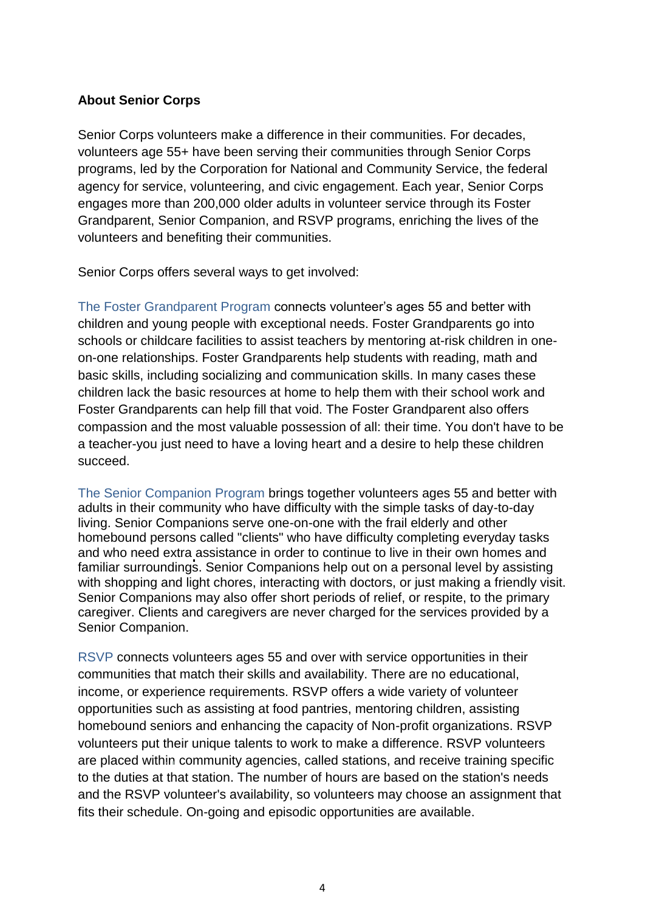**About Senior Corps**

Senior Corps volunteers make a difference in their communities. For decades, volunteers age 55+ have been serving their communities through Senior Corps programs, led by the Corporation for National and Community Service, the federal agency for service, volunteering, and civic engagement. Each year, Senior Corps engages more than 200,000 older adults in volunteer service through its Foster Grandparent, Senior Companion, and RSVP programs, enriching the lives of the volunteers and benefiting their communities.

Senior Corps offers several ways to get involved:

The Foster Grandparent Program connects volunteer's ages 55 and better with children and young people with exceptional needs. Foster Grandparents go into schools or childcare facilities to assist teachers by mentoring at-risk children in one-on-one relationships. Foster Grandparents help students with reading, math and basic skills, including socializing and communication skills. In many cases these children lack the basic resources at home to help them with their school work and Foster Grandparents can help fill that void. The Foster Grandparent also offers compassion and the most valuable possession of all: their time. You don't have to be a teacher-you just need to have a loving heart and a desire to help these children succeed.

The Senior Companion Program brings together volunteers ages 55 and better with adults in their community who have difficulty with the simple tasks of day-to-day living. Senior Companions serve one-on-one with the frail elderly and other homebound persons called "clients" who have difficulty completing everyday tasks and who need extra assistance in order to continue to live in their own homes and familiar surroundings. Senior Companions help out on a personal level by assisting with shopping and light chores, interacting with doctors, or just making a friendly visit. Senior Companions may also offer short periods of relief, or respite, to the primary caregiver. Clients and caregivers are never charged for the services provided by a Senior Companion.

RSVP connects volunteers ages 55 and over with service opportunities in their communities that match their skills and availability. There are no educational, income, or experience requirements. RSVP offers a wide variety of volunteer opportunities such as assisting at food pantries, mentoring children, assisting homebound seniors and enhancing the capacity of Non-profit organizations. RSVP volunteers put their unique talents to work to make a difference. RSVP volunteers are placed within community agencies, called stations, and receive training specific to the duties at that station. The number of hours are based on the station's needs and the RSVP volunteer's availability, so volunteers may choose an assignment that fits their schedule. On-going and episodic opportunities are available.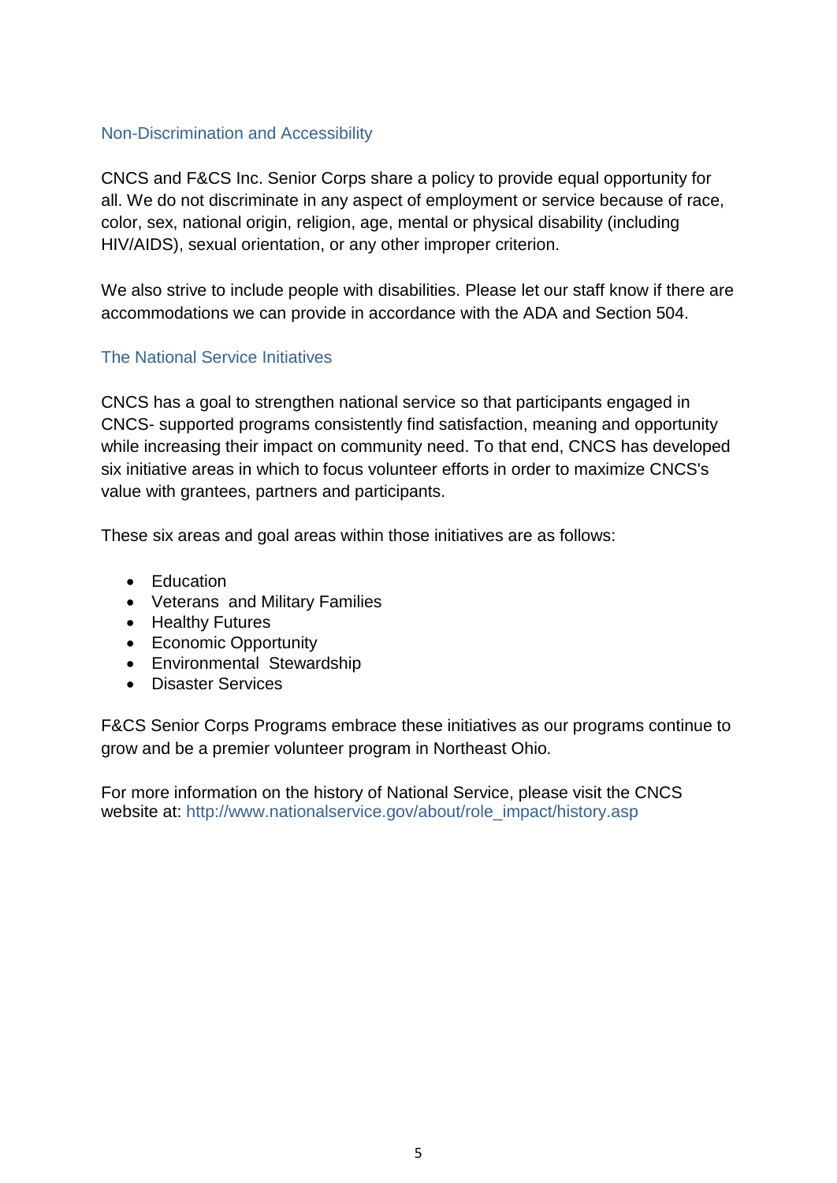## Non-Discrimination and Accessibility

CNCS and F&CS Inc. Senior Corps share a policy to provide equal opportunity for all. We do not discriminate in any aspect of employment or service because of race, color, sex, national origin, religion, age, mental or physical disability (including HIV/AIDS), sexual orientation, or any other improper criterion.

We also strive to include people with disabilities. Please let our staff know if there are accommodations we can provide in accordance with the ADA and Section 504.

## The National Service Initiatives

CNCS has a goal to strengthen national service so that participants engaged in CNCS- supported programs consistently find satisfaction, meaning and opportunity while increasing their impact on community need. To that end, CNCS has developed six initiative areas in which to focus volunteer efforts in order to maximize CNCS's value with grantees, partners and participants.

These six areas and goal areas within those initiatives are as follows:

- Education
- Veterans and Military Families
- Healthy Futures
- Economic Opportunity
- Environmental Stewardship
- Disaster Services

F&CS Senior Corps Programs embrace these initiatives as our programs continue to grow and be a premier volunteer program in Northeast Ohio.

For more information on the history of National Service, please visit the CNCS website at: http://www.nationalservice.gov/about/role_impact/history.asp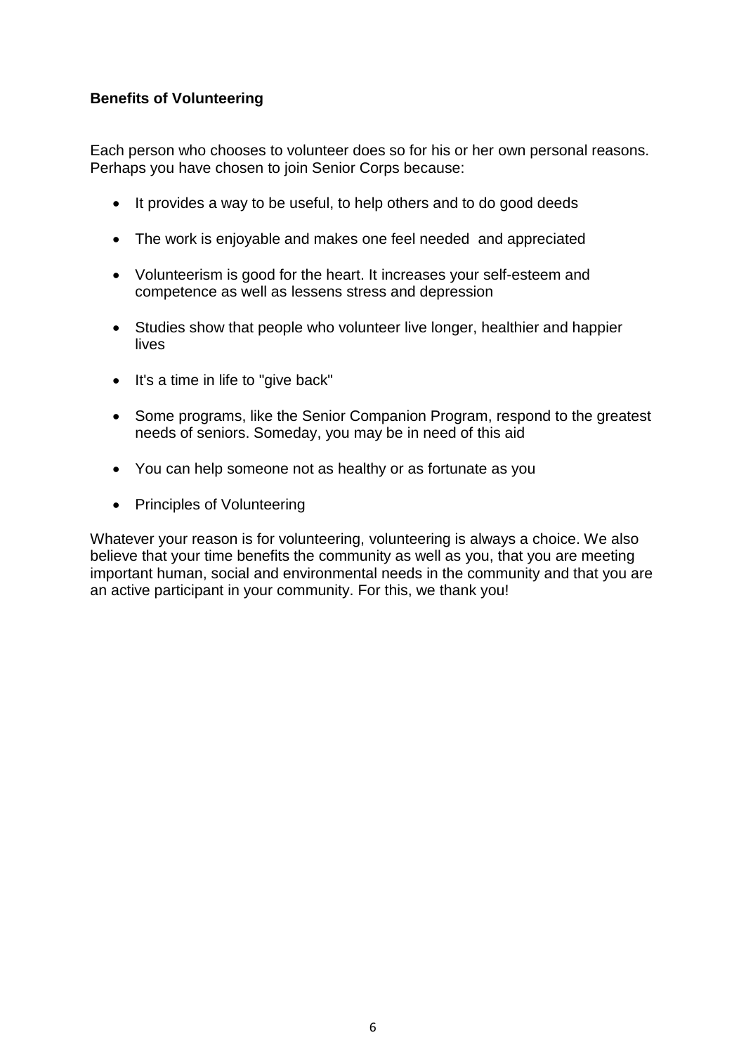**Benefits of Volunteering**

Each person who chooses to volunteer does so for his or her own personal reasons. Perhaps you have chosen to join Senior Corps because:

- It provides a way to be useful, to help others and to do good deeds
- The work is enjoyable and makes one feel needed and appreciated
- Volunteerism is good for the heart. It increases your self-esteem and competence as well as lessens stress and depression
- Studies show that people who volunteer live longer, healthier and happier lives
- It's a time in life to "give back"
- Some programs, like the Senior Companion Program, respond to the greatest needs of seniors. Someday, you may be in need of this aid
- You can help someone not as healthy or as fortunate as you
- Principles of Volunteering

Whatever your reason is for volunteering, volunteering is always a choice. We also believe that your time benefits the community as well as you, that you are meeting important human, social and environmental needs in the community and that you are an active participant in your community. For this, we thank you!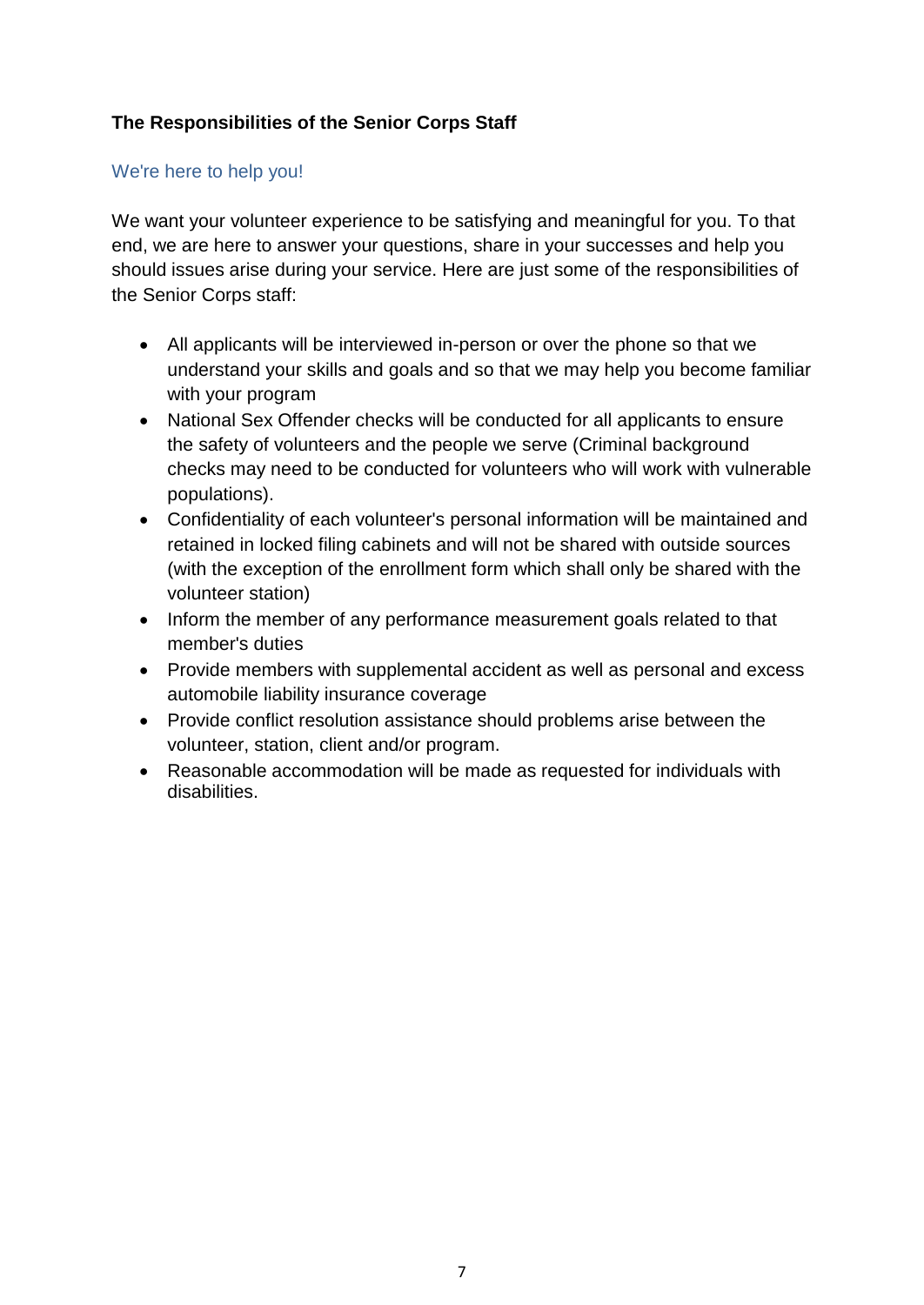## The Responsibilities of the Senior Corps Staff

### We're here to help you!

We want your volunteer experience to be satisfying and meaningful for you. To that end, we are here to answer your questions, share in your successes and help you should issues arise during your service. Here are just some of the responsibilities of the Senior Corps staff:

- All applicants will be interviewed in-person or over the phone so that we understand your skills and goals and so that we may help you become familiar with your program
- National Sex Offender checks will be conducted for all applicants to ensure the safety of volunteers and the people we serve (Criminal background checks may need to be conducted for volunteers who will work with vulnerable populations).
- Confidentiality of each volunteer's personal information will be maintained and retained in locked filing cabinets and will not be shared with outside sources (with the exception of the enrollment form which shall only be shared with the volunteer station)
- Inform the member of any performance measurement goals related to that member's duties
- Provide members with supplemental accident as well as personal and excess automobile liability insurance coverage
- Provide conflict resolution assistance should problems arise between the volunteer, station, client and/or program.
- Reasonable accommodation will be made as requested for individuals with disabilities.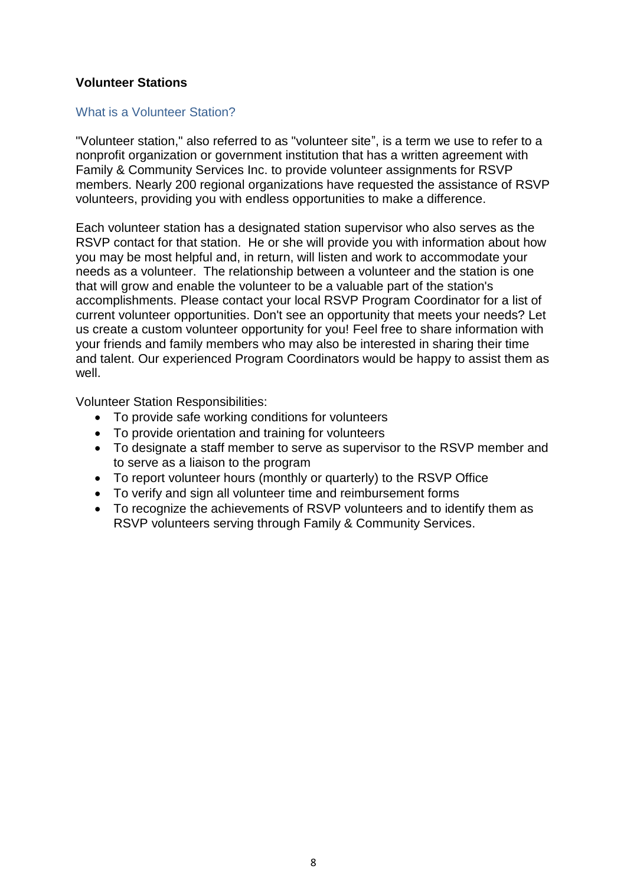## Volunteer Stations

### What is a Volunteer Station?

"Volunteer station," also referred to as "volunteer site", is a term we use to refer to a nonprofit organization or government institution that has a written agreement with Family & Community Services Inc. to provide volunteer assignments for RSVP members. Nearly 200 regional organizations have requested the assistance of RSVP volunteers, providing you with endless opportunities to make a difference.

Each volunteer station has a designated station supervisor who also serves as the RSVP contact for that station. He or she will provide you with information about how you may be most helpful and, in return, will listen and work to accommodate your needs as a volunteer. The relationship between a volunteer and the station is one that will grow and enable the volunteer to be a valuable part of the station's accomplishments. Please contact your local RSVP Program Coordinator for a list of current volunteer opportunities. Don't see an opportunity that meets your needs? Let us create a custom volunteer opportunity for you! Feel free to share information with your friends and family members who may also be interested in sharing their time and talent. Our experienced Program Coordinators would be happy to assist them as well.

Volunteer Station Responsibilities:

- To provide safe working conditions for volunteers
- To provide orientation and training for volunteers
- To designate a staff member to serve as supervisor to the RSVP member and to serve as a liaison to the program
- To report volunteer hours (monthly or quarterly) to the RSVP Office
- To verify and sign all volunteer time and reimbursement forms
- To recognize the achievements of RSVP volunteers and to identify them as RSVP volunteers serving through Family & Community Services.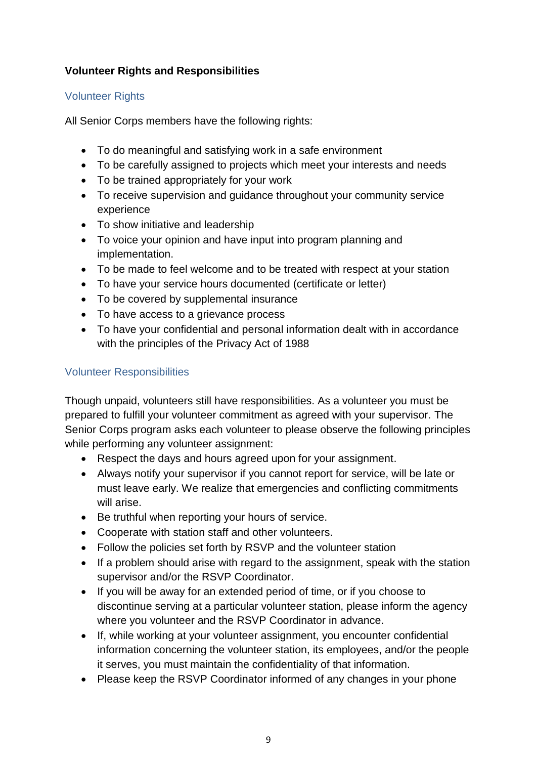**Volunteer Rights and Responsibilities**

## Volunteer Rights

All Senior Corps members have the following rights:

- To do meaningful and satisfying work in a safe environment
- To be carefully assigned to projects which meet your interests and needs
- To be trained appropriately for your work
- To receive supervision and guidance throughout your community service experience
- To show initiative and leadership
- To voice your opinion and have input into program planning and implementation.
- To be made to feel welcome and to be treated with respect at your station
- To have your service hours documented (certificate or letter)
- To be covered by supplemental insurance
- To have access to a grievance process
- To have your confidential and personal information dealt with in accordance with the principles of the Privacy Act of 1988

## Volunteer Responsibilities

Though unpaid, volunteers still have responsibilities. As a volunteer you must be prepared to fulfill your volunteer commitment as agreed with your supervisor. The Senior Corps program asks each volunteer to please observe the following principles while performing any volunteer assignment:

- Respect the days and hours agreed upon for your assignment.
- Always notify your supervisor if you cannot report for service, will be late or must leave early. We realize that emergencies and conflicting commitments will arise.
- Be truthful when reporting your hours of service.
- Cooperate with station staff and other volunteers.
- Follow the policies set forth by RSVP and the volunteer station
- If a problem should arise with regard to the assignment, speak with the station supervisor and/or the RSVP Coordinator.
- If you will be away for an extended period of time, or if you choose to discontinue serving at a particular volunteer station, please inform the agency where you volunteer and the RSVP Coordinator in advance.
- If, while working at your volunteer assignment, you encounter confidential information concerning the volunteer station, its employees, and/or the people it serves, you must maintain the confidentiality of that information.
- Please keep the RSVP Coordinator informed of any changes in your phone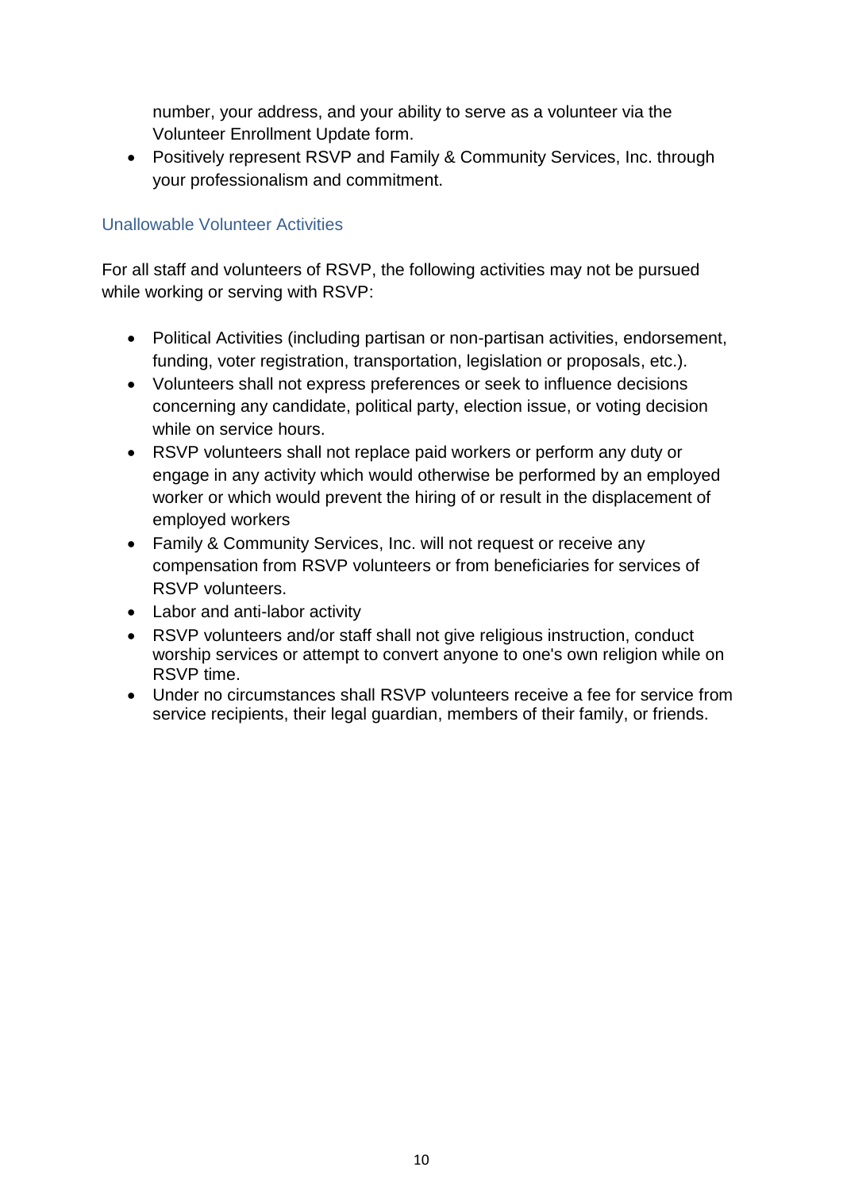number, your address, and your ability to serve as a volunteer via the Volunteer Enrollment Update form.
- Positively represent RSVP and Family & Community Services, Inc. through your professionalism and commitment.

### Unallowable Volunteer Activities

For all staff and volunteers of RSVP, the following activities may not be pursued while working or serving with RSVP:

- Political Activities (including partisan or non-partisan activities, endorsement, funding, voter registration, transportation, legislation or proposals, etc.).
- Volunteers shall not express preferences or seek to influence decisions concerning any candidate, political party, election issue, or voting decision while on service hours.
- RSVP volunteers shall not replace paid workers or perform any duty or engage in any activity which would otherwise be performed by an employed worker or which would prevent the hiring of or result in the displacement of employed workers
- Family & Community Services, Inc. will not request or receive any compensation from RSVP volunteers or from beneficiaries for services of RSVP volunteers.
- Labor and anti-labor activity
- RSVP volunteers and/or staff shall not give religious instruction, conduct worship services or attempt to convert anyone to one's own religion while on RSVP time.
- Under no circumstances shall RSVP volunteers receive a fee for service from service recipients, their legal guardian, members of their family, or friends.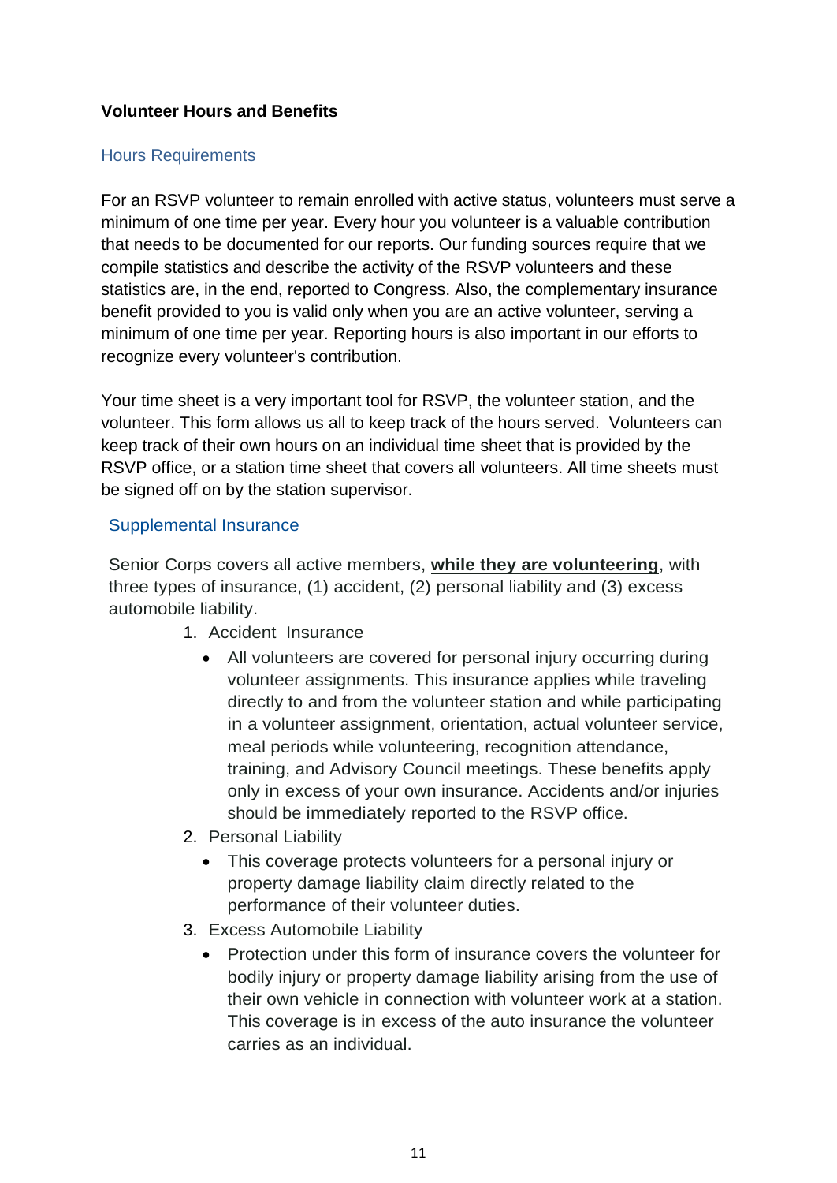## Volunteer Hours and Benefits

### Hours Requirements

For an RSVP volunteer to remain enrolled with active status, volunteers must serve a minimum of one time per year. Every hour you volunteer is a valuable contribution that needs to be documented for our reports. Our funding sources require that we compile statistics and describe the activity of the RSVP volunteers and these statistics are, in the end, reported to Congress. Also, the complementary insurance benefit provided to you is valid only when you are an active volunteer, serving a minimum of one time per year. Reporting hours is also important in our efforts to recognize every volunteer's contribution.

Your time sheet is a very important tool for RSVP, the volunteer station, and the volunteer. This form allows us all to keep track of the hours served. Volunteers can keep track of their own hours on an individual time sheet that is provided by the RSVP office, or a station time sheet that covers all volunteers. All time sheets must be signed off on by the station supervisor.

### Supplemental Insurance

Senior Corps covers all active members, **while they are volunteering**, with three types of insurance, (1) accident, (2) personal liability and (3) excess automobile liability.

1. Accident Insurance
   - All volunteers are covered for personal injury occurring during volunteer assignments. This insurance applies while traveling directly to and from the volunteer station and while participating in a volunteer assignment, orientation, actual volunteer service, meal periods while volunteering, recognition attendance, training, and Advisory Council meetings. These benefits apply only in excess of your own insurance. Accidents and/or injuries should be immediately reported to the RSVP office.
2. Personal Liability
   - This coverage protects volunteers for a personal injury or property damage liability claim directly related to the performance of their volunteer duties.
3. Excess Automobile Liability
   - Protection under this form of insurance covers the volunteer for bodily injury or property damage liability arising from the use of their own vehicle in connection with volunteer work at a station. This coverage is in excess of the auto insurance the volunteer carries as an individual.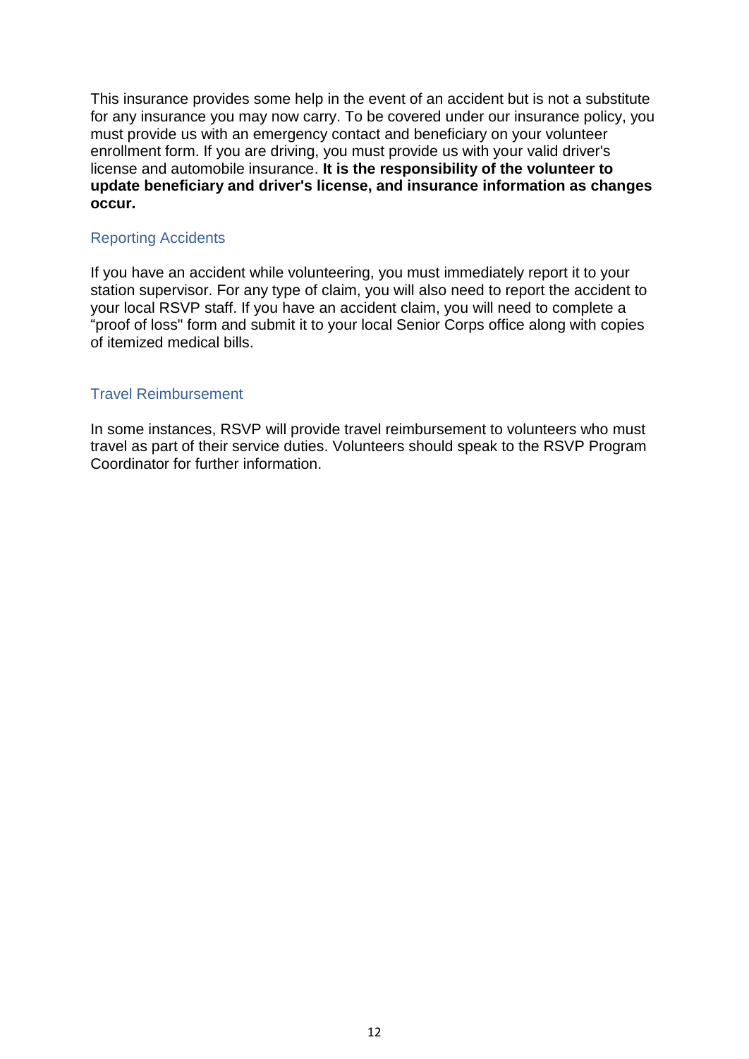This insurance provides some help in the event of an accident but is not a substitute for any insurance you may now carry. To be covered under our insurance policy, you must provide us with an emergency contact and beneficiary on your volunteer enrollment form. If you are driving, you must provide us with your valid driver's license and automobile insurance. **It is the responsibility of the volunteer to update beneficiary and driver's license, and insurance information as changes occur.**

### Reporting Accidents

If you have an accident while volunteering, you must immediately report it to your station supervisor. For any type of claim, you will also need to report the accident to your local RSVP staff. If you have an accident claim, you will need to complete a "proof of loss" form and submit it to your local Senior Corps office along with copies of itemized medical bills.

### Travel Reimbursement

In some instances, RSVP will provide travel reimbursement to volunteers who must travel as part of their service duties. Volunteers should speak to the RSVP Program Coordinator for further information.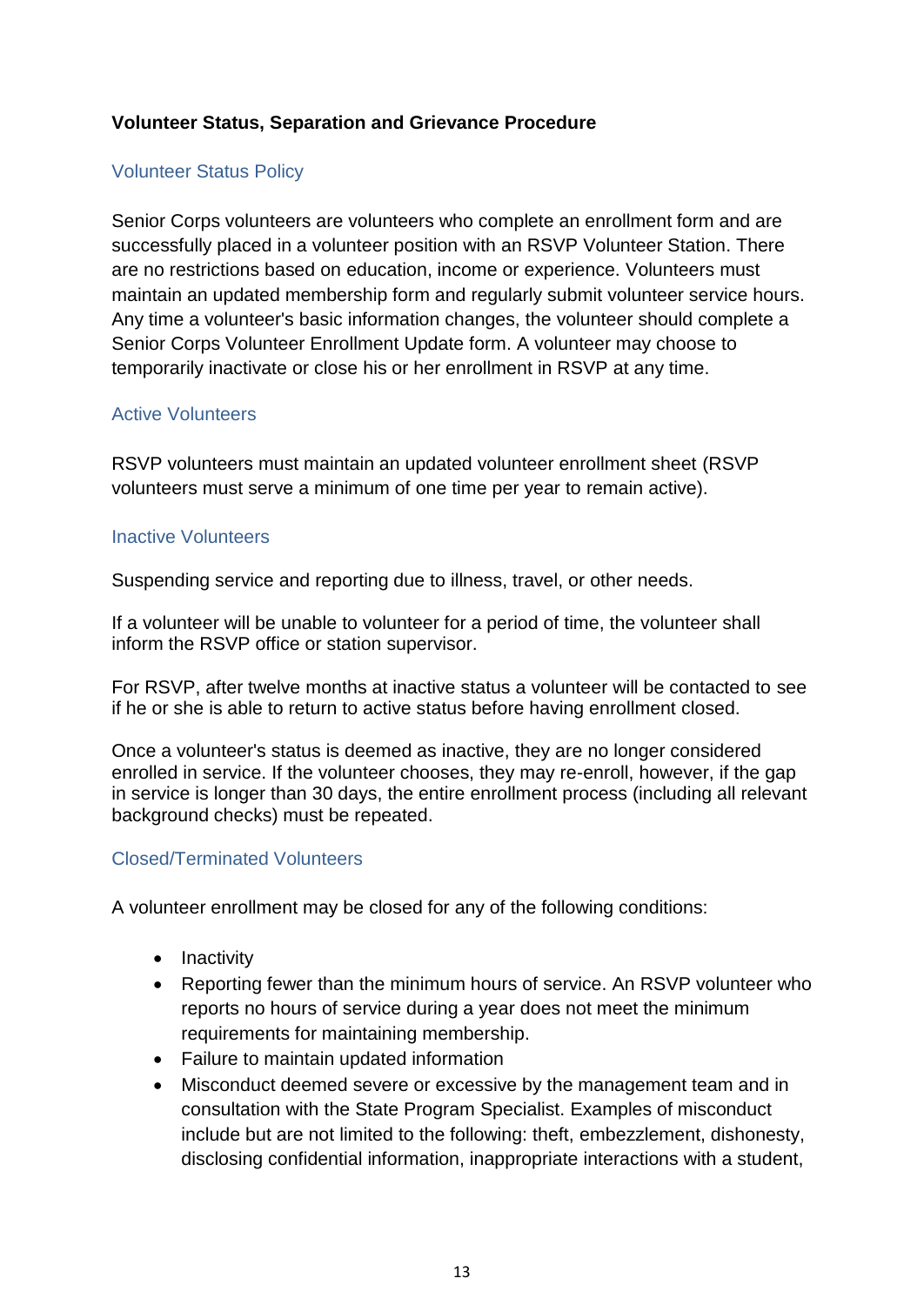**Volunteer Status, Separation and Grievance Procedure**

## Volunteer Status Policy

Senior Corps volunteers are volunteers who complete an enrollment form and are successfully placed in a volunteer position with an RSVP Volunteer Station. There are no restrictions based on education, income or experience. Volunteers must maintain an updated membership form and regularly submit volunteer service hours. Any time a volunteer's basic information changes, the volunteer should complete a Senior Corps Volunteer Enrollment Update form. A volunteer may choose to temporarily inactivate or close his or her enrollment in RSVP at any time.

## Active Volunteers

RSVP volunteers must maintain an updated volunteer enrollment sheet (RSVP volunteers must serve a minimum of one time per year to remain active).

## Inactive Volunteers

Suspending service and reporting due to illness, travel, or other needs.

If a volunteer will be unable to volunteer for a period of time, the volunteer shall inform the RSVP office or station supervisor.

For RSVP, after twelve months at inactive status a volunteer will be contacted to see if he or she is able to return to active status before having enrollment closed.

Once a volunteer's status is deemed as inactive, they are no longer considered enrolled in service. If the volunteer chooses, they may re-enroll, however, if the gap in service is longer than 30 days, the entire enrollment process (including all relevant background checks) must be repeated.

## Closed/Terminated Volunteers

A volunteer enrollment may be closed for any of the following conditions:

- Inactivity
- Reporting fewer than the minimum hours of service. An RSVP volunteer who reports no hours of service during a year does not meet the minimum requirements for maintaining membership.
- Failure to maintain updated information
- Misconduct deemed severe or excessive by the management team and in consultation with the State Program Specialist. Examples of misconduct include but are not limited to the following: theft, embezzlement, dishonesty, disclosing confidential information, inappropriate interactions with a student,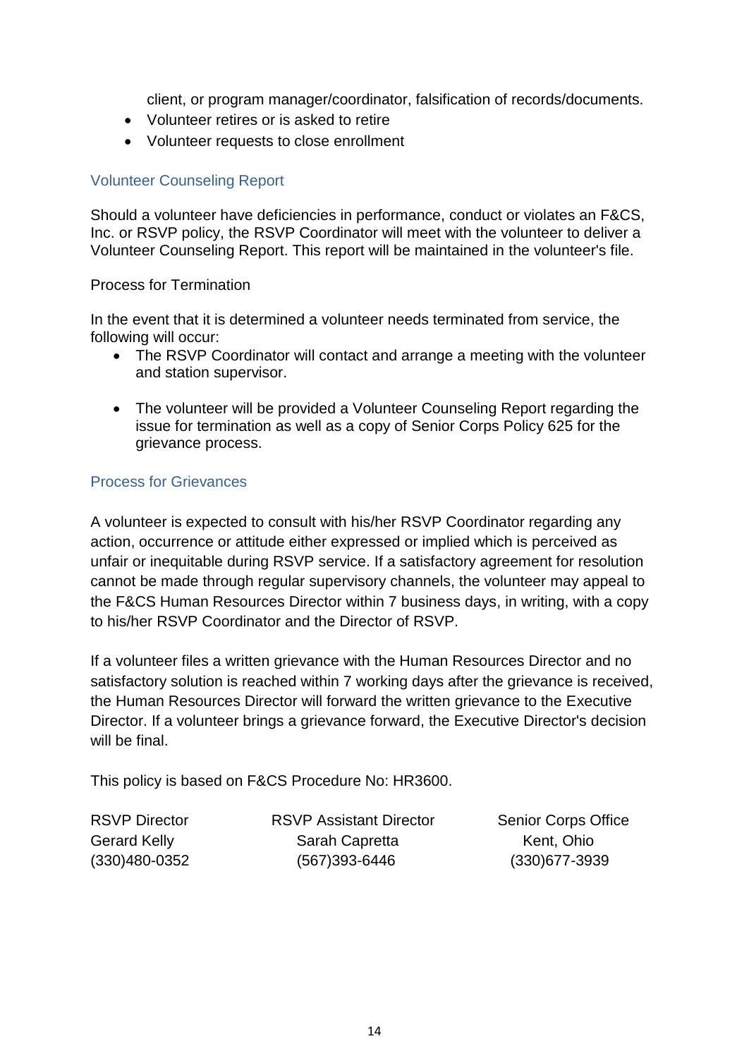client, or program manager/coordinator, falsification of records/documents.

- Volunteer retires or is asked to retire
- Volunteer requests to close enrollment

## Volunteer Counseling Report

Should a volunteer have deficiencies in performance, conduct or violates an F&CS, Inc. or RSVP policy, the RSVP Coordinator will meet with the volunteer to deliver a Volunteer Counseling Report. This report will be maintained in the volunteer's file.

Process for Termination

In the event that it is determined a volunteer needs terminated from service, the following will occur:

- The RSVP Coordinator will contact and arrange a meeting with the volunteer and station supervisor.

- The volunteer will be provided a Volunteer Counseling Report regarding the issue for termination as well as a copy of Senior Corps Policy 625 for the grievance process.

## Process for Grievances

A volunteer is expected to consult with his/her RSVP Coordinator regarding any action, occurrence or attitude either expressed or implied which is perceived as unfair or inequitable during RSVP service. If a satisfactory agreement for resolution cannot be made through regular supervisory channels, the volunteer may appeal to the F&CS Human Resources Director within 7 business days, in writing, with a copy to his/her RSVP Coordinator and the Director of RSVP.

If a volunteer files a written grievance with the Human Resources Director and no satisfactory solution is reached within 7 working days after the grievance is received, the Human Resources Director will forward the written grievance to the Executive Director. If a volunteer brings a grievance forward, the Executive Director's decision will be final.

This policy is based on F&CS Procedure No: HR3600.

RSVP Director
Gerard Kelly
(330)480-0352

RSVP Assistant Director
Sarah Capretta
(567)393-6446

Senior Corps Office
Kent, Ohio
(330)677-3939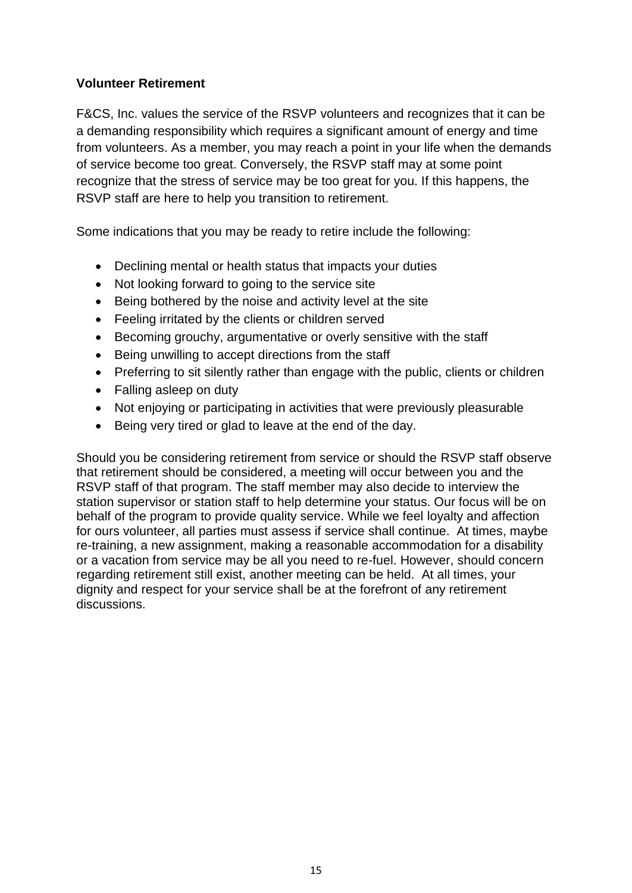**Volunteer Retirement**

F&CS, Inc. values the service of the RSVP volunteers and recognizes that it can be a demanding responsibility which requires a significant amount of energy and time from volunteers. As a member, you may reach a point in your life when the demands of service become too great. Conversely, the RSVP staff may at some point recognize that the stress of service may be too great for you. If this happens, the RSVP staff are here to help you transition to retirement.

Some indications that you may be ready to retire include the following:

- Declining mental or health status that impacts your duties
- Not looking forward to going to the service site
- Being bothered by the noise and activity level at the site
- Feeling irritated by the clients or children served
- Becoming grouchy, argumentative or overly sensitive with the staff
- Being unwilling to accept directions from the staff
- Preferring to sit silently rather than engage with the public, clients or children
- Falling asleep on duty
- Not enjoying or participating in activities that were previously pleasurable
- Being very tired or glad to leave at the end of the day.

Should you be considering retirement from service or should the RSVP staff observe that retirement should be considered, a meeting will occur between you and the RSVP staff of that program. The staff member may also decide to interview the station supervisor or station staff to help determine your status. Our focus will be on behalf of the program to provide quality service. While we feel loyalty and affection for ours volunteer, all parties must assess if service shall continue. At times, maybe re-training, a new assignment, making a reasonable accommodation for a disability or a vacation from service may be all you need to re-fuel. However, should concern regarding retirement still exist, another meeting can be held. At all times, your dignity and respect for your service shall be at the forefront of any retirement discussions.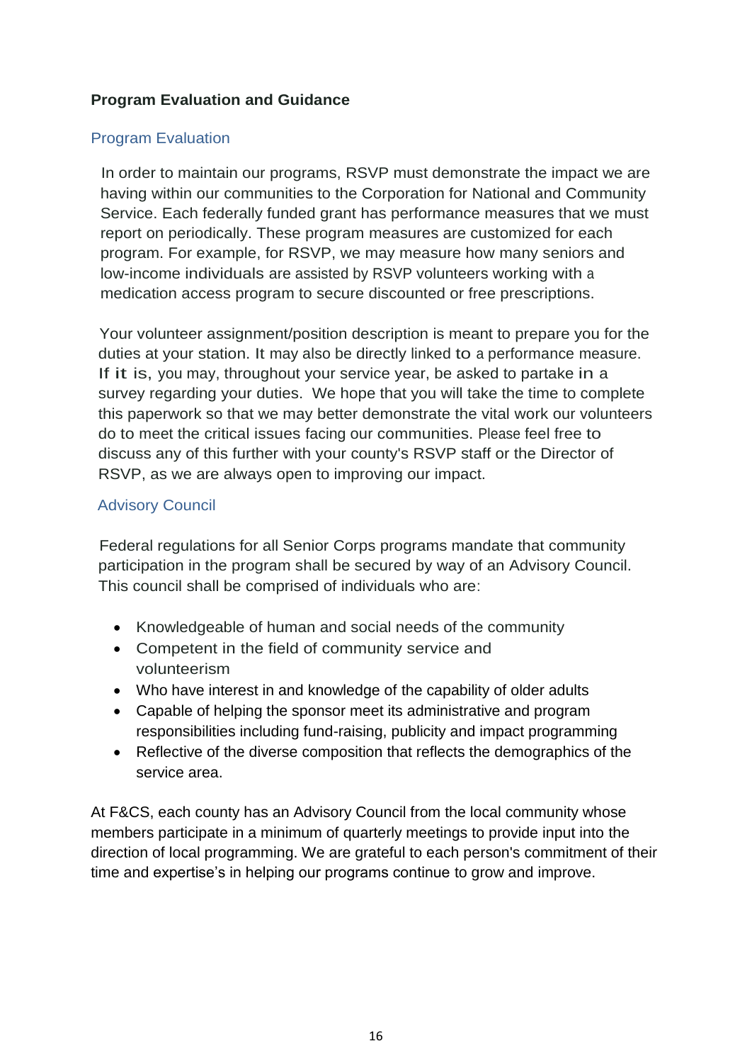## Program Evaluation and Guidance

### Program Evaluation

In order to maintain our programs, RSVP must demonstrate the impact we are having within our communities to the Corporation for National and Community Service. Each federally funded grant has performance measures that we must report on periodically. These program measures are customized for each program. For example, for RSVP, we may measure how many seniors and low-income individuals are assisted by RSVP volunteers working with a medication access program to secure discounted or free prescriptions.

Your volunteer assignment/position description is meant to prepare you for the duties at your station. It may also be directly linked to a performance measure. If it is, you may, throughout your service year, be asked to partake in a survey regarding your duties. We hope that you will take the time to complete this paperwork so that we may better demonstrate the vital work our volunteers do to meet the critical issues facing our communities. Please feel free to discuss any of this further with your county's RSVP staff or the Director of RSVP, as we are always open to improving our impact.

### Advisory Council

Federal regulations for all Senior Corps programs mandate that community participation in the program shall be secured by way of an Advisory Council. This council shall be comprised of individuals who are:

- Knowledgeable of human and social needs of the community
- Competent in the field of community service and volunteerism
- Who have interest in and knowledge of the capability of older adults
- Capable of helping the sponsor meet its administrative and program responsibilities including fund-raising, publicity and impact programming
- Reflective of the diverse composition that reflects the demographics of the service area.

At F&CS, each county has an Advisory Council from the local community whose members participate in a minimum of quarterly meetings to provide input into the direction of local programming. We are grateful to each person's commitment of their time and expertise's in helping our programs continue to grow and improve.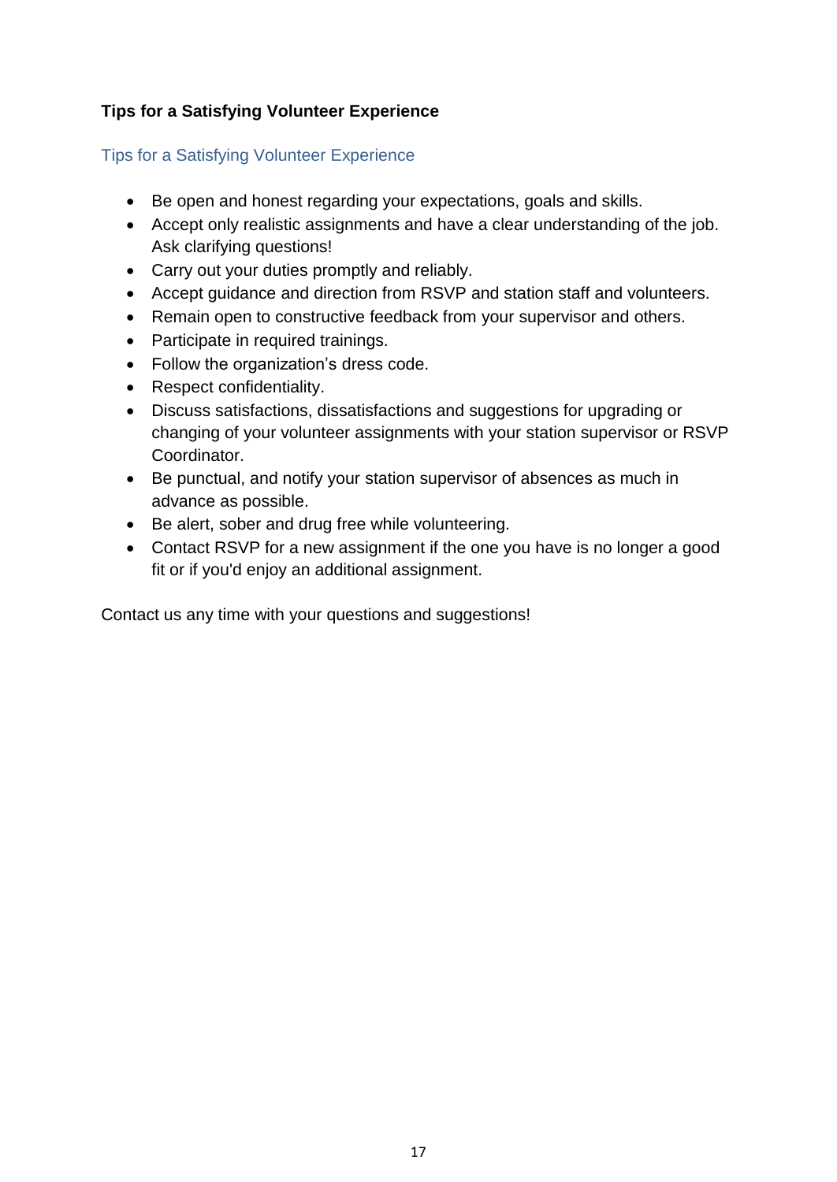## Tips for a Satisfying Volunteer Experience

### Tips for a Satisfying Volunteer Experience

- Be open and honest regarding your expectations, goals and skills.
- Accept only realistic assignments and have a clear understanding of the job. Ask clarifying questions!
- Carry out your duties promptly and reliably.
- Accept guidance and direction from RSVP and station staff and volunteers.
- Remain open to constructive feedback from your supervisor and others.
- Participate in required trainings.
- Follow the organization's dress code.
- Respect confidentiality.
- Discuss satisfactions, dissatisfactions and suggestions for upgrading or changing of your volunteer assignments with your station supervisor or RSVP Coordinator.
- Be punctual, and notify your station supervisor of absences as much in advance as possible.
- Be alert, sober and drug free while volunteering.
- Contact RSVP for a new assignment if the one you have is no longer a good fit or if you'd enjoy an additional assignment.

Contact us any time with your questions and suggestions!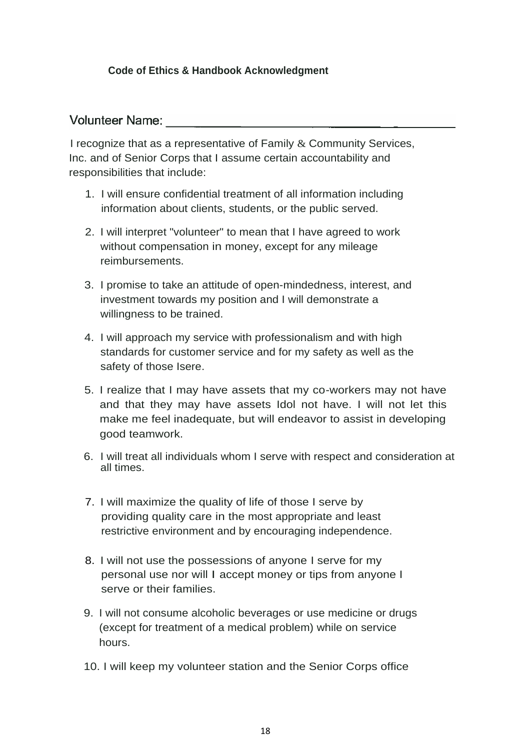**Code of Ethics & Handbook Acknowledgment**

Volunteer Name: ___________________________________________

I recognize that as a representative of Family & Community Services, Inc. and of Senior Corps that I assume certain accountability and responsibilities that include:

1. I will ensure confidential treatment of all information including information about clients, students, or the public served.

2. I will interpret "volunteer" to mean that I have agreed to work without compensation in money, except for any mileage reimbursements.

3. I promise to take an attitude of open-mindedness, interest, and investment towards my position and I will demonstrate a willingness to be trained.

4. I will approach my service with professionalism and with high standards for customer service and for my safety as well as the safety of those Isere.

5. I realize that I may have assets that my co-workers may not have and that they may have assets Idol not have. I will not let this make me feel inadequate, but will endeavor to assist in developing good teamwork.

6. I will treat all individuals whom I serve with respect and consideration at all times.

7. I will maximize the quality of life of those I serve by providing quality care in the most appropriate and least restrictive environment and by encouraging independence.

8. I will not use the possessions of anyone I serve for my personal use nor will I accept money or tips from anyone I serve or their families.

9. I will not consume alcoholic beverages or use medicine or drugs (except for treatment of a medical problem) while on service hours.

10. I will keep my volunteer station and the Senior Corps office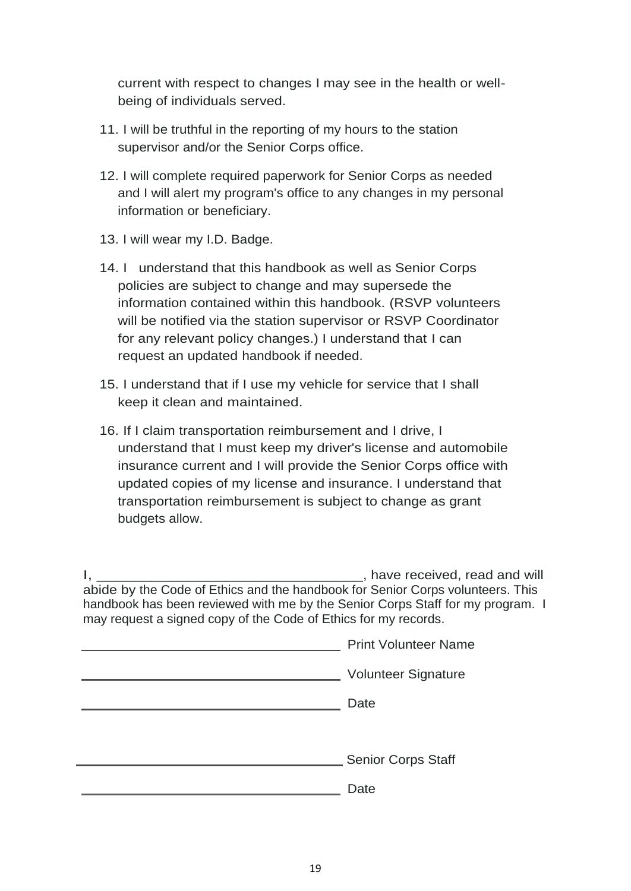current with respect to changes I may see in the health or well-being of individuals served.

11. I will be truthful in the reporting of my hours to the station supervisor and/or the Senior Corps office.

12. I will complete required paperwork for Senior Corps as needed and I will alert my program's office to any changes in my personal information or beneficiary.

13. I will wear my I.D. Badge.

14. I understand that this handbook as well as Senior Corps policies are subject to change and may supersede the information contained within this handbook. (RSVP volunteers will be notified via the station supervisor or RSVP Coordinator for any relevant policy changes.) I understand that I can request an updated handbook if needed.

15. I understand that if I use my vehicle for service that I shall keep it clean and maintained.

16. If I claim transportation reimbursement and I drive, I understand that I must keep my driver's license and automobile insurance current and I will provide the Senior Corps office with updated copies of my license and insurance. I understand that transportation reimbursement is subject to change as grant budgets allow.

I, ___________________________________, have received, read and will abide by the Code of Ethics and the handbook for Senior Corps volunteers. This handbook has been reviewed with me by the Senior Corps Staff for my program. I may request a signed copy of the Code of Ethics for my records.

___________________________________ Print Volunteer Name

___________________________________ Volunteer Signature

___________________________________ Date

___________________________________ Senior Corps Staff

___________________________________ Date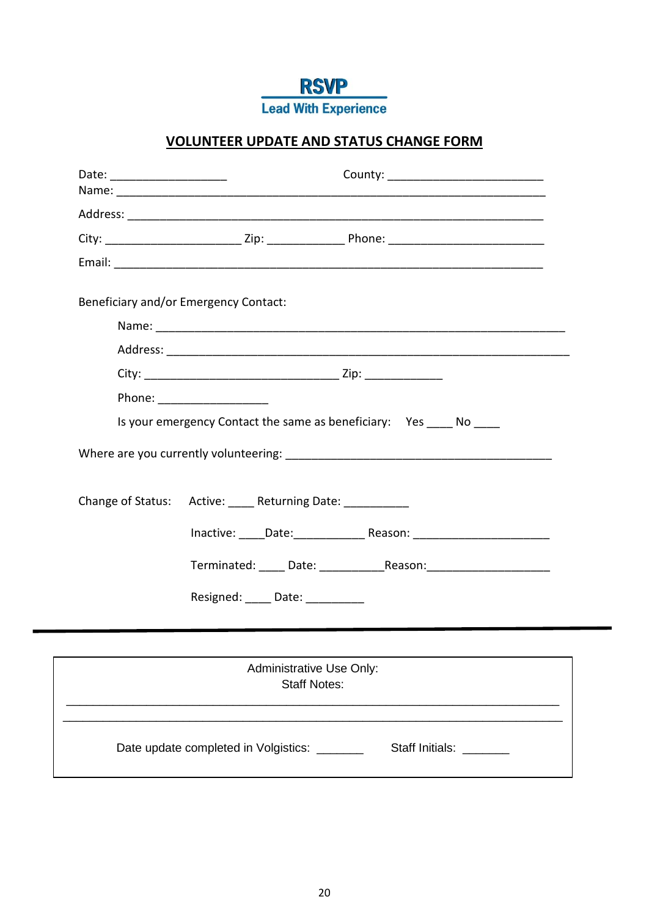**RSVP**

**Lead With Experience**

## VOLUNTEER UPDATE AND STATUS CHANGE FORM

Date: __________________ County: ________________________

Name: _________________________________________________________________

Address: _______________________________________________________________

City: _____________________ Zip: ____________ Phone: ________________________

Email: _________________________________________________________________

Beneficiary and/or Emergency Contact:

Name: _______________________________________________________________

Address: _____________________________________________________________

City: ______________________________ Zip: ____________

Phone: _________________

Is your emergency Contact the same as beneficiary: Yes ____ No ____

Where are you currently volunteering: _________________________________________

Change of Status: Active: ____ Returning Date: __________

Inactive: ____Date:___________ Reason: _____________________

Terminated: ____ Date: __________Reason:___________________

Resigned: ____ Date: _________

---

Administrative Use Only:

Staff Notes:

_____________________________________________________________________________

_____________________________________________________________________________

Date update completed in Volgistics: _______ Staff Initials: _______